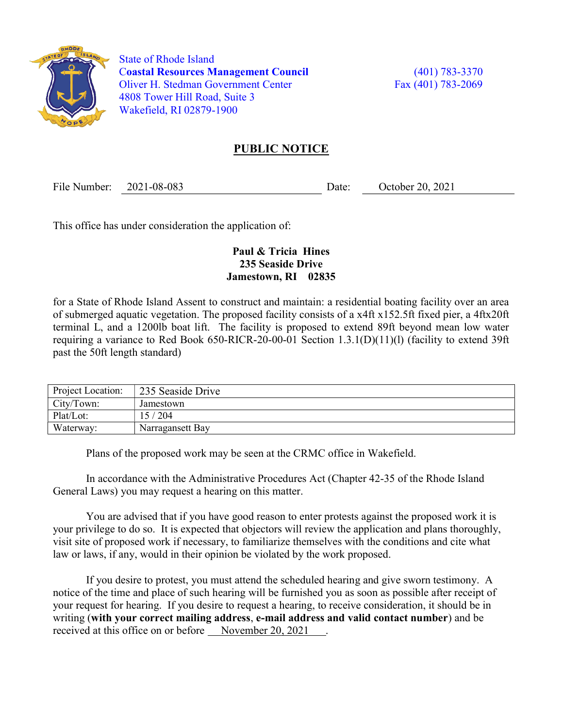State of Rhode Island
**Coastal Resources Management Council**
Oliver H. Stedman Government Center
4808 Tower Hill Road, Suite 3
Wakefield, RI 02879-1900

(401) 783-3370
Fax (401) 783-2069

## PUBLIC NOTICE

File Number: 2021-08-083 Date: October 20, 2021

This office has under consideration the application of:

**Paul & Tricia Hines**
**235 Seaside Drive**
**Jamestown, RI 02835**

for a State of Rhode Island Assent to construct and maintain: a residential boating facility over an area of submerged aquatic vegetation. The proposed facility consists of a x4ft x152.5ft fixed pier, a 4ftx20ft terminal L, and a 1200lb boat lift. The facility is proposed to extend 89ft beyond mean low water requiring a variance to Red Book 650-RICR-20-00-01 Section 1.3.1(D)(11)(l) (facility to extend 39ft past the 50ft length standard)

| Project Location: | 235 Seaside Drive |
|---|---|
| City/Town: | Jamestown |
| Plat/Lot: | 15 / 204 |
| Waterway: | Narragansett Bay |

Plans of the proposed work may be seen at the CRMC office in Wakefield.

In accordance with the Administrative Procedures Act (Chapter 42-35 of the Rhode Island General Laws) you may request a hearing on this matter.

You are advised that if you have good reason to enter protests against the proposed work it is your privilege to do so. It is expected that objectors will review the application and plans thoroughly, visit site of proposed work if necessary, to familiarize themselves with the conditions and cite what law or laws, if any, would in their opinion be violated by the work proposed.

If you desire to protest, you must attend the scheduled hearing and give sworn testimony. A notice of the time and place of such hearing will be furnished you as soon as possible after receipt of your request for hearing. If you desire to request a hearing, to receive consideration, it should be in writing (**with your correct mailing address**, **e-mail address and valid contact number**) and be received at this office on or before November 20, 2021.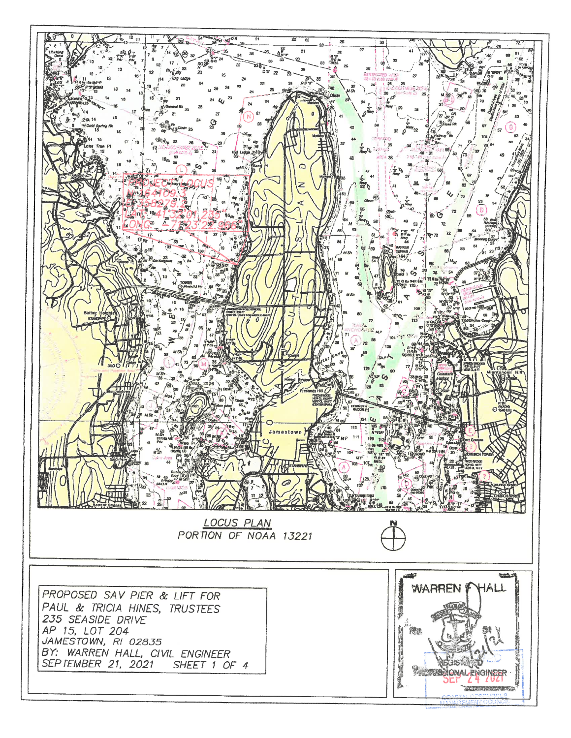PROJECT LOCUS
N 164109.3
E 358279.2
LAT 41°32'01.235"
LONG -71°23'22.906"

LOCUS PLAN
PORTION OF NOAA 13221

N

PROPOSED SAV PIER & LIFT FOR
PAUL & TRICIA HINES, TRUSTEES
235 SEASIDE DRIVE
AP 15, LOT 204
JAMESTOWN, RI 02835
BY: WARREN HALL, CIVIL ENGINEER
SEPTEMBER 21, 2021 SHEET 1 OF 4

WARREN HALL
REGISTERED PROFESSIONAL ENGINEER

SEP 24 2021
COASTAL RESOURCES MANAGEMENT COUNCIL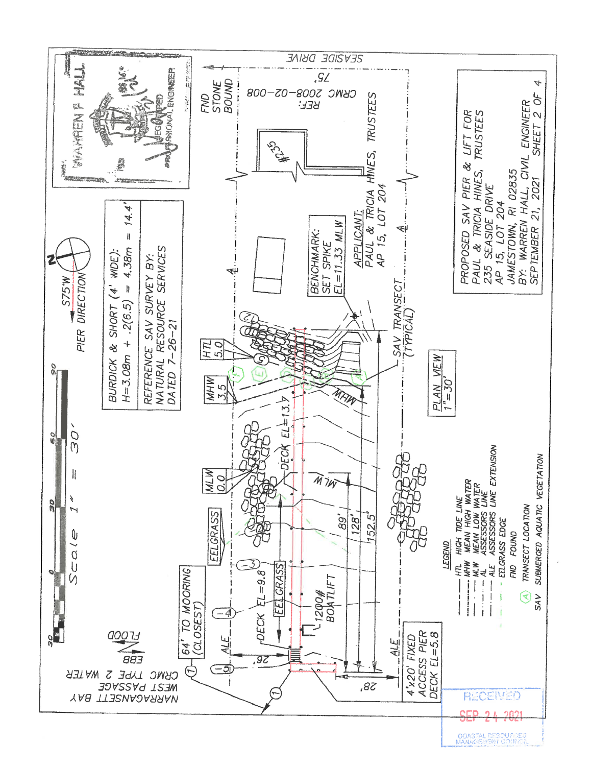WARREN F. HALL
REGISTERED PROFESSIONAL ENGINEER

N

S75°W
PIER DIRECTION

Scale 1" = 30'

30 0 30 60 90

BURDICK & SHORT (4' WIDE):
$H=3.08m + .2(6.5) = 4.38m = 14.4'$

REFERENCE SAV SURVEY BY:
NATURAL RESOURCE SERVICES
DATED 7-26-21

NARRAGANSETT BAY
WEST PASSAGE
CRMC TYPE 2 WATER

FLOOD
EBB

64' TO MOORING (CLOSEST)

ALE

DECK EL=9.8

EELGRASS

1200# BOATLIFT

26'

28'

4'x20' FIXED ACCESS PIER
DECK EL=5.8

ALE

89'

128'

152.5'

MLW 0.0

MLW

DECK EL=13.3

MHW 3.5

MHW

HTL 5.0

SAV TRANSECT (TYPICAL)

BENCHMARK:
SET SPIKE
EL=11.33 MLW

APPLICANT:
PAUL & TRICIA HINES, TRUSTEES
AP 15, LOT 204

#235

FND STONE BOUND

REF:
CRMC 2008-02-008

75'

SEASIDE DRIVE

PLAN VIEW
1"=30'

LEGEND
- HTL HIGH TIDE LINE
- MHW MEAN HIGH WATER
- MLW MEAN LOW WATER
- AL ASSESSORS LINE
- ALE ASSESSORS LINE EXTENSION
- EELGRASS EDGE
- FND FOUND
- (A) TRANSECT LOCATION
- SAV SUBMERGED AQUATIC VEGETATION

PROPOSED SAV PIER & LIFT FOR
PAUL & TRICIA HINES, TRUSTEES
235 SEASIDE DRIVE
AP 15, LOT 204
JAMESTOWN, RI 02835
BY: WARREN HALL, CIVIL ENGINEER
SEPTEMBER 21, 2021 SHEET 2 OF 4

RECEIVED
SEP 24 2021
COASTAL RESOURCES MANAGEMENT COUNCIL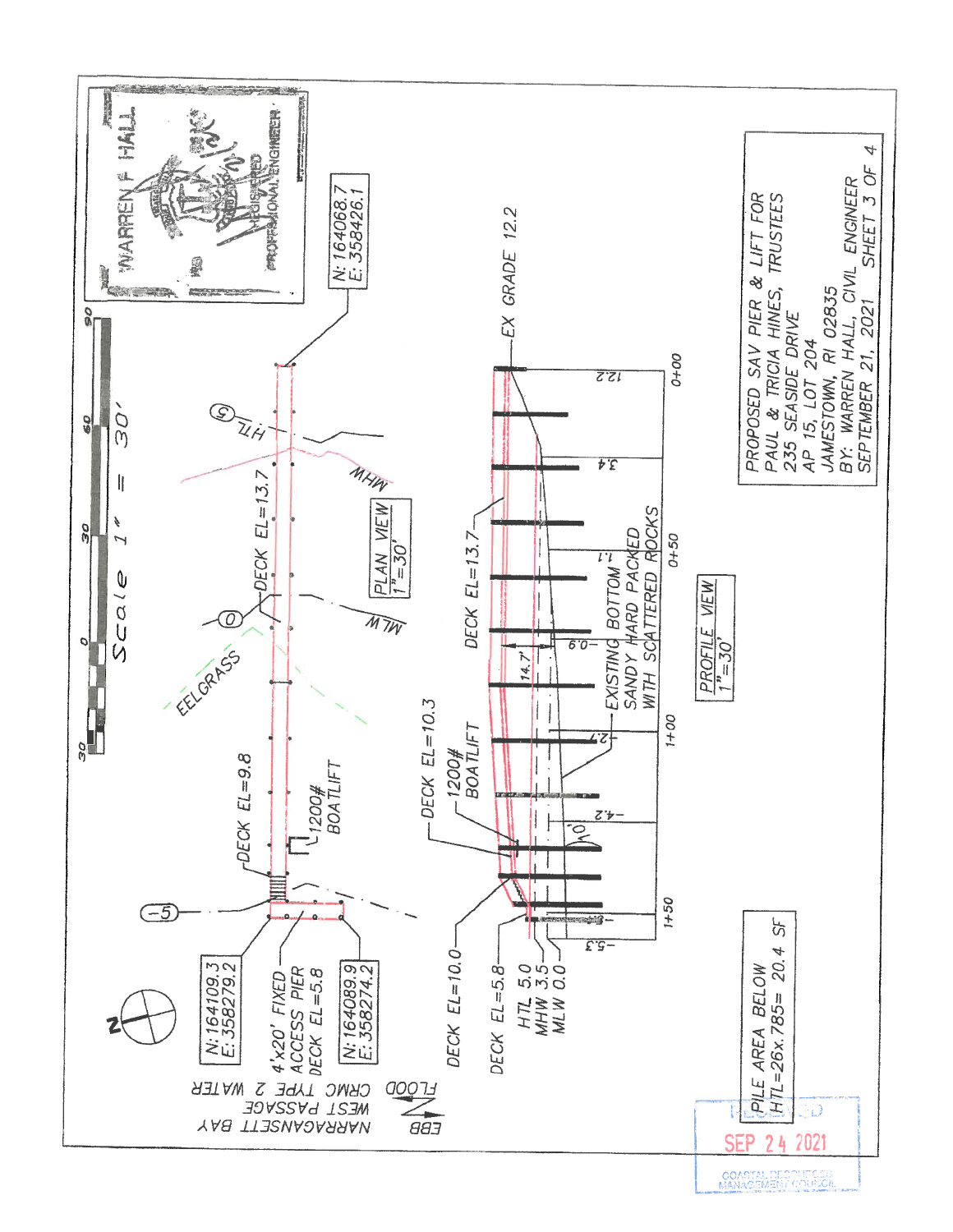# PROPOSED SAV PIER & LIFT FOR PAUL & TRICIA HINES, TRUSTEES

235 SEASIDE DRIVE
AP 15, LOT 204
JAMESTOWN, RI 02835
BY: WARREN HALL, CIVIL ENGINEER
SEPTEMBER 21, 2021 SHEET 3 OF 4

WARREN F. HALL — REGISTERED PROFESSIONAL ENGINEER

Scale 1" = 30'

30 0 30 60 90

## PLAN VIEW
1"=30'

N: 164068.7
E: 358426.1

HTL (5)

MHW

DECK EL=13.7

(0) MLW

EELGRASS

DECK EL=9.8

1200# BOATLIFT

(-5)

N: 164109.3
E: 358279.2

4'x20' FIXED ACCESS PIER DECK EL=5.8

N: 164089.9
E: 358274.2

NARRAGANSETT BAY
WEST PASSAGE
CRMC TYPE 2 WATER

FLOOD
EBB

N

## PROFILE VIEW
1"=30'

EX GRADE 12.2

DECK EL=13.7

12.2

3.4

1.1

-0.9

-2.7

-4.2

-5.3

14.7'

10'

EXISTING BOTTOM SANDY HARD PACKED WITH SCATTERED ROCKS

DECK EL=10.3

1200# BOATLIFT

DECK EL=10.0

DECK EL=5.8

HTL 5.0
MHW 3.5
MLW 0.0

0+00 0+50 1+00 1+50

PILE AREA BELOW HTL=26x.785= 20.4 SF

RECEIVED
SEP 24 2021
COASTAL RESOURCES MANAGEMENT COUNCIL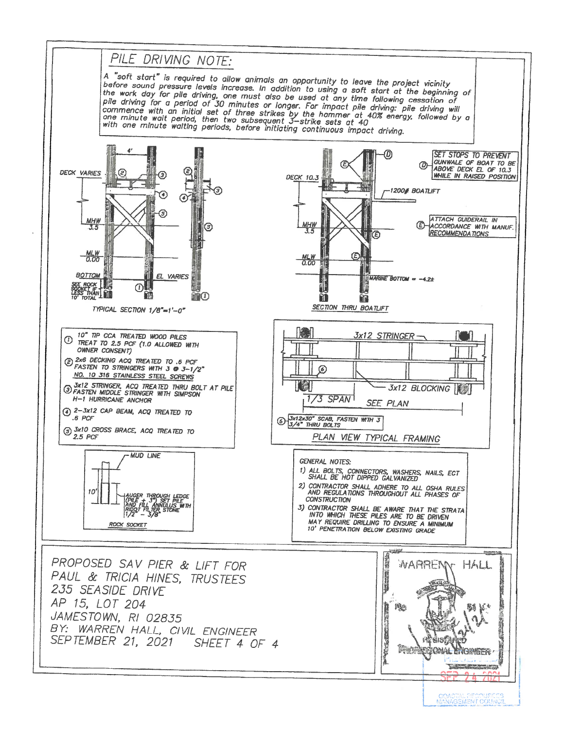## PILE DRIVING NOTE:

A "soft start" is required to allow animals an opportunity to leave the project vicinity before sound pressure levels increase. In addition to using a soft start at the beginning of the work day for pile driving, one must also be used at any time following cessation of pile driving for a period of 30 minutes or longer. For impact pile driving: pile driving will commence with an initial set of three strikes by the hammer at 40% energy, followed by a one minute wait period, then two subsequent 3-strike sets at 40 with one minute waiting periods, before initiating continuous impact driving.

4'

DECK VARIES

MHW 3.5

MLW 0.00

BOTTOM

EL VARIES

SEE ROCK SOCKET IF LESS THAN 10' TOTAL

TYPICAL SECTION 1/8"=1'-0"

DECK 10.3

1200# BOATLIFT

MHW 3.5

MLW 0.00

MARINE BOTTOM = -4.2±

SECTION THRU BOATLIFT

(D) SET STOPS TO PREVENT GUNWALE OF BOAT TO BE ABOVE DECK EL OF 10.3 WHILE IN RAISED POSITION

(E) ATTACH GUIDERAIL IN ACCORDANCE WITH MANUF. RECOMMENDATIONS

1. 10" TIP CCA TREATED WOOD PILES TREAT TO 2.5 PCF (1.0 ALLOWED WITH OWNER CONSENT)
2. 2x6 DECKING ACQ TREATED TO .6 PCF FASTEN TO STRINGERS WITH 3 @ 3-1/2" NO. 10 316 STAINLESS STEEL SCREWS
3. 3x12 STRINGER, ACQ TREATED THRU BOLT AT PILE FASTEN MIDDLE STRINGER WITH SIMPSON H-1 HURRICANE ANCHOR
4. 2-3x12 CAP BEAM, ACQ TREATED TO .6 PCF
5. 3x10 CROSS BRACE, ACQ TREATED TO 2.5 PCF

3x12 STRINGER

3x12 BLOCKING

1/3 SPAN

SEE PLAN

6. 3x12x30" SCAB, FASTEN WITH 3 3/4" THRU BOLTS

PLAN VIEW TYPICAL FRAMING

MUD LINE

10'

AUGER THROUGH LEDGE (PILE + 3") SET PILE AND FILL ANNULUS WITH RIDOT FILTER STONE 1/2" - 3/8"

ROCK SOCKET

GENERAL NOTES:

1) ALL BOLTS, CONNECTORS, WASHERS, NAILS, ECT SHALL BE HOT DIPPED GALVANIZED
2) CONTRACTOR SHALL ADHERE TO ALL OSHA RULES AND REGULATIONS THROUGHOUT ALL PHASES OF CONSTRUCTION
3) CONTRACTOR SHALL BE AWARE THAT THE STRATA INTO WHICH THESE PILES ARE TO BE DRIVEN MAY REQUIRE DRILLING TO ENSURE A MINIMUM 10' PENETRATION BELOW EXISTING GRADE

PROPOSED SAV PIER & LIFT FOR
PAUL & TRICIA HINES, TRUSTEES
235 SEASIDE DRIVE
AP 15, LOT 204
JAMESTOWN, RI 02835
BY: WARREN HALL, CIVIL ENGINEER
SEPTEMBER 21, 2021 SHEET 4 OF 4

WARREN HALL
REGISTERED PROFESSIONAL ENGINEER

SEP 24 2021
COASTAL RESOURCES MANAGEMENT COUNCIL